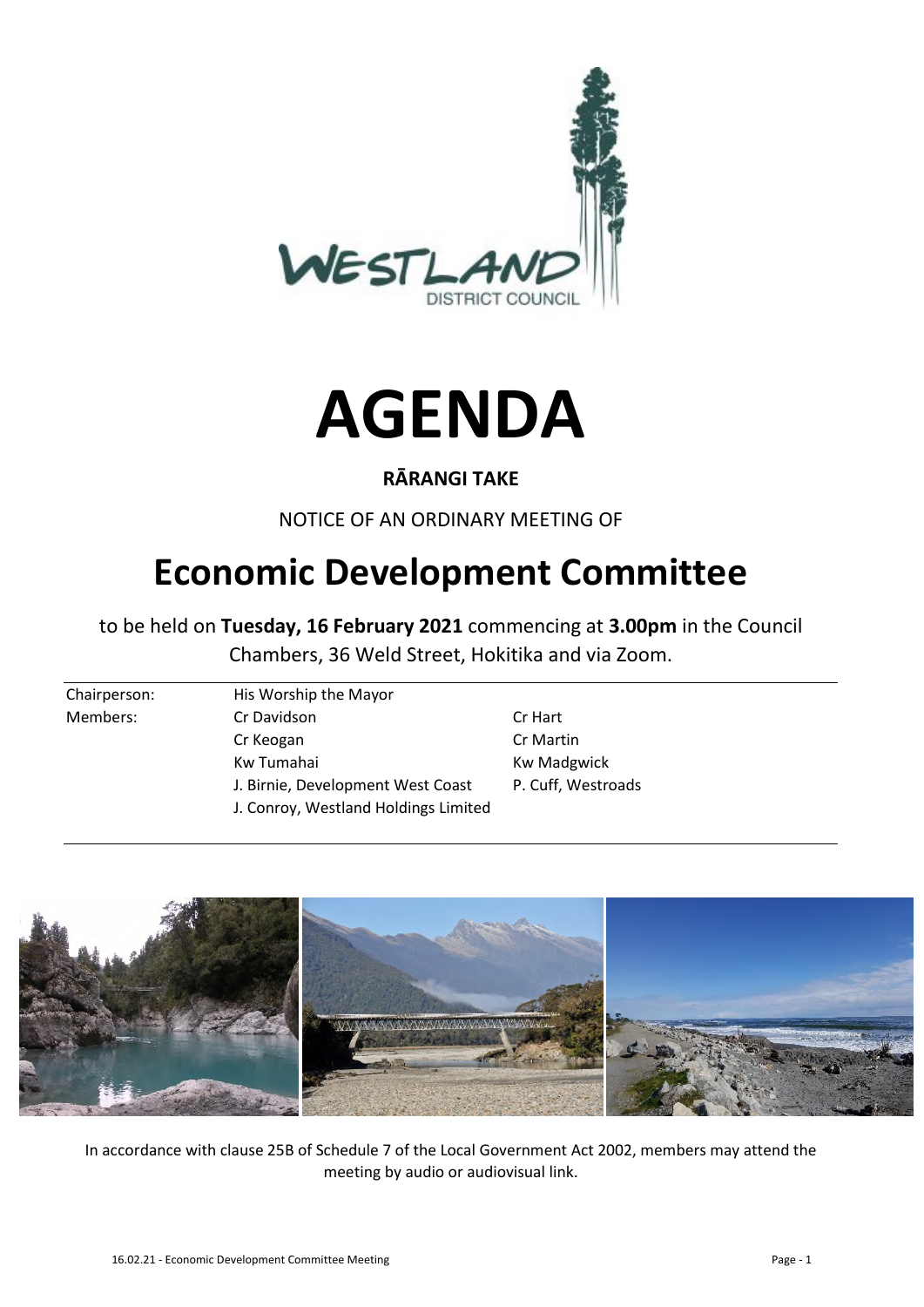# AGENDA

**RĀRANGI TAKE**

NOTICE OF AN ORDINARY MEETING OF

## Economic Development Committee

to be held on **Tuesday, 16 February 2021** commencing at **3.00pm** in the Council Chambers, 36 Weld Street, Hokitika and via Zoom.

| | | |
|---|---|---|
| Chairperson: | His Worship the Mayor | |
| Members: | Cr Davidson | Cr Hart |
| | Cr Keogan | Cr Martin |
| | Kw Tumahai | Kw Madgwick |
| | J. Birnie, Development West Coast | P. Cuff, Westroads |
| | J. Conroy, Westland Holdings Limited | |

In accordance with clause 25B of Schedule 7 of the Local Government Act 2002, members may attend the meeting by audio or audiovisual link.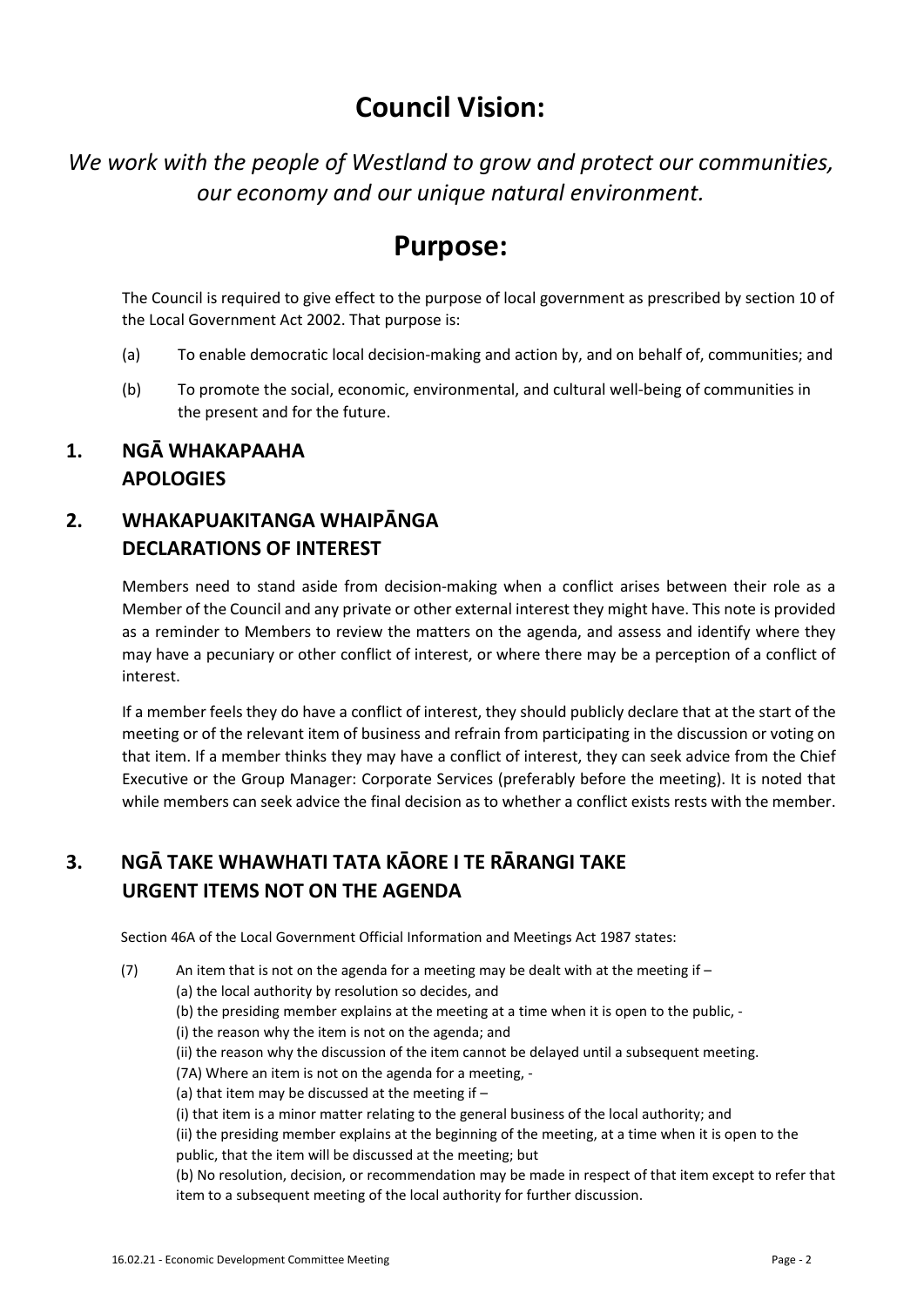# Council Vision:

*We work with the people of Westland to grow and protect our communities, our economy and our unique natural environment.*

# Purpose:

The Council is required to give effect to the purpose of local government as prescribed by section 10 of the Local Government Act 2002. That purpose is:

(a) To enable democratic local decision-making and action by, and on behalf of, communities; and

(b) To promote the social, economic, environmental, and cultural well-being of communities in the present and for the future.

## 1. NGĀ WHAKAPAAHA APOLOGIES

## 2. WHAKAPUAKITANGA WHAIPĀNGA DECLARATIONS OF INTEREST

Members need to stand aside from decision-making when a conflict arises between their role as a Member of the Council and any private or other external interest they might have. This note is provided as a reminder to Members to review the matters on the agenda, and assess and identify where they may have a pecuniary or other conflict of interest, or where there may be a perception of a conflict of interest.

If a member feels they do have a conflict of interest, they should publicly declare that at the start of the meeting or of the relevant item of business and refrain from participating in the discussion or voting on that item. If a member thinks they may have a conflict of interest, they can seek advice from the Chief Executive or the Group Manager: Corporate Services (preferably before the meeting). It is noted that while members can seek advice the final decision as to whether a conflict exists rests with the member.

## 3. NGĀ TAKE WHAWHATI TATA KĀORE I TE RĀRANGI TAKE URGENT ITEMS NOT ON THE AGENDA

Section 46A of the Local Government Official Information and Meetings Act 1987 states:

(7) An item that is not on the agenda for a meeting may be dealt with at the meeting if –
(a) the local authority by resolution so decides, and
(b) the presiding member explains at the meeting at a time when it is open to the public, -
(i) the reason why the item is not on the agenda; and
(ii) the reason why the discussion of the item cannot be delayed until a subsequent meeting.
(7A) Where an item is not on the agenda for a meeting, -
(a) that item may be discussed at the meeting if –
(i) that item is a minor matter relating to the general business of the local authority; and
(ii) the presiding member explains at the beginning of the meeting, at a time when it is open to the public, that the item will be discussed at the meeting; but
(b) No resolution, decision, or recommendation may be made in respect of that item except to refer that item to a subsequent meeting of the local authority for further discussion.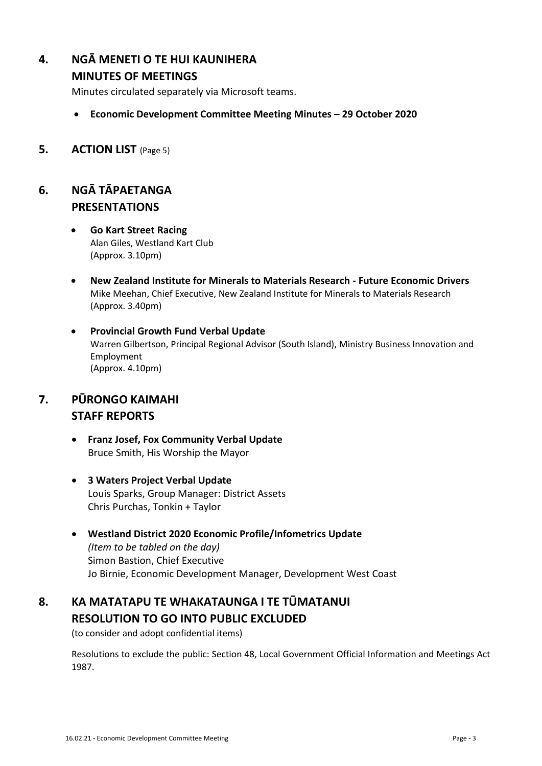## 4. NGĀ MENETI O TE HUI KAUNIHERA
## MINUTES OF MEETINGS

Minutes circulated separately via Microsoft teams.

- **Economic Development Committee Meeting Minutes – 29 October 2020**

## 5. ACTION LIST (Page 5)

## 6. NGĀ TĀPAETANGA
## PRESENTATIONS

- **Go Kart Street Racing**
  Alan Giles, Westland Kart Club
  (Approx. 3.10pm)

- **New Zealand Institute for Minerals to Materials Research - Future Economic Drivers**
  Mike Meehan, Chief Executive, New Zealand Institute for Minerals to Materials Research
  (Approx. 3.40pm)

- **Provincial Growth Fund Verbal Update**
  Warren Gilbertson, Principal Regional Advisor (South Island), Ministry Business Innovation and Employment
  (Approx. 4.10pm)

## 7. PŪRONGO KAIMAHI
## STAFF REPORTS

- **Franz Josef, Fox Community Verbal Update**
  Bruce Smith, His Worship the Mayor

- **3 Waters Project Verbal Update**
  Louis Sparks, Group Manager: District Assets
  Chris Purchas, Tonkin + Taylor

- **Westland District 2020 Economic Profile/Infometrics Update**
  *(Item to be tabled on the day)*
  Simon Bastion, Chief Executive
  Jo Birnie, Economic Development Manager, Development West Coast

## 8. KA MATATAPU TE WHAKATAUNGA I TE TŪMATANUI
## RESOLUTION TO GO INTO PUBLIC EXCLUDED

(to consider and adopt confidential items)

Resolutions to exclude the public: Section 48, Local Government Official Information and Meetings Act 1987.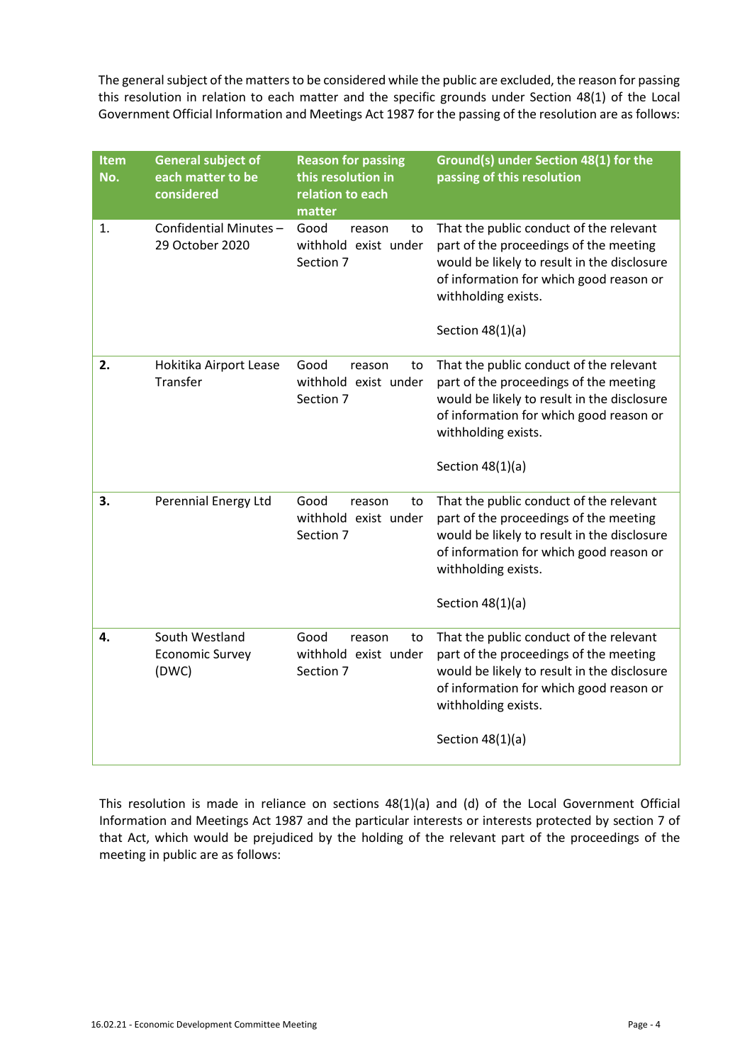The general subject of the matters to be considered while the public are excluded, the reason for passing this resolution in relation to each matter and the specific grounds under Section 48(1) of the Local Government Official Information and Meetings Act 1987 for the passing of the resolution are as follows:

| Item No. | General subject of each matter to be considered | Reason for passing this resolution in relation to each matter | Ground(s) under Section 48(1) for the passing of this resolution |
|---|---|---|---|
| 1. | Confidential Minutes – 29 October 2020 | Good reason to withhold exist under Section 7 | That the public conduct of the relevant part of the proceedings of the meeting would be likely to result in the disclosure of information for which good reason or withholding exists.<br><br>Section 48(1)(a) |
| **2.** | Hokitika Airport Lease Transfer | Good reason to withhold exist under Section 7 | That the public conduct of the relevant part of the proceedings of the meeting would be likely to result in the disclosure of information for which good reason or withholding exists.<br><br>Section 48(1)(a) |
| **3.** | Perennial Energy Ltd | Good reason to withhold exist under Section 7 | That the public conduct of the relevant part of the proceedings of the meeting would be likely to result in the disclosure of information for which good reason or withholding exists.<br><br>Section 48(1)(a) |
| **4.** | South Westland Economic Survey (DWC) | Good reason to withhold exist under Section 7 | That the public conduct of the relevant part of the proceedings of the meeting would be likely to result in the disclosure of information for which good reason or withholding exists.<br><br>Section 48(1)(a) |

This resolution is made in reliance on sections 48(1)(a) and (d) of the Local Government Official Information and Meetings Act 1987 and the particular interests or interests protected by section 7 of that Act, which would be prejudiced by the holding of the relevant part of the proceedings of the meeting in public are as follows: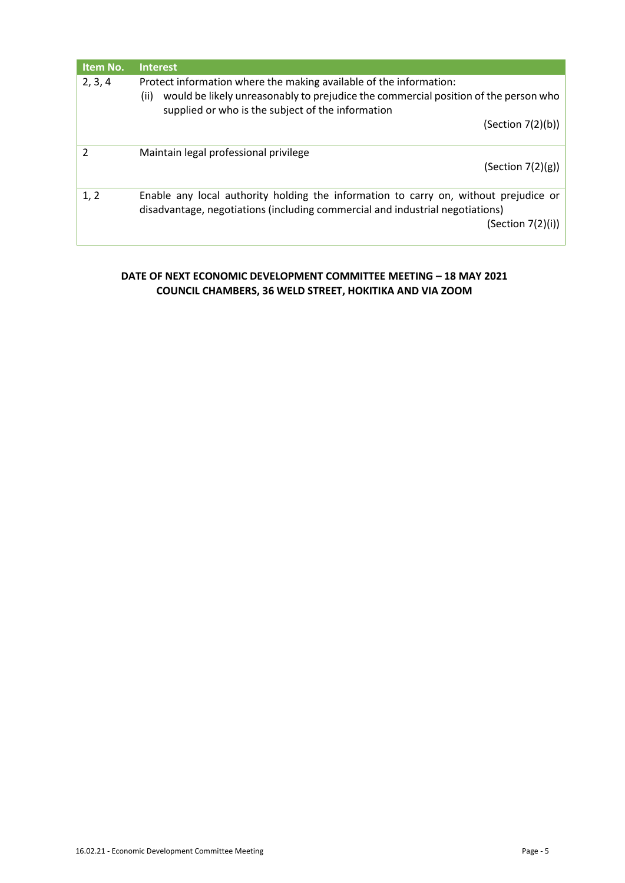| Item No. | Interest |
|---|---|
| 2, 3, 4 | Protect information where the making available of the information: (ii) would be likely unreasonably to prejudice the commercial position of the person who supplied or who is the subject of the information (Section 7(2)(b)) |
| 2 | Maintain legal professional privilege (Section 7(2)(g)) |
| 1, 2 | Enable any local authority holding the information to carry on, without prejudice or disadvantage, negotiations (including commercial and industrial negotiations) (Section 7(2)(i)) |

**DATE OF NEXT ECONOMIC DEVELOPMENT COMMITTEE MEETING – 18 MAY 2021**
**COUNCIL CHAMBERS, 36 WELD STREET, HOKITIKA AND VIA ZOOM**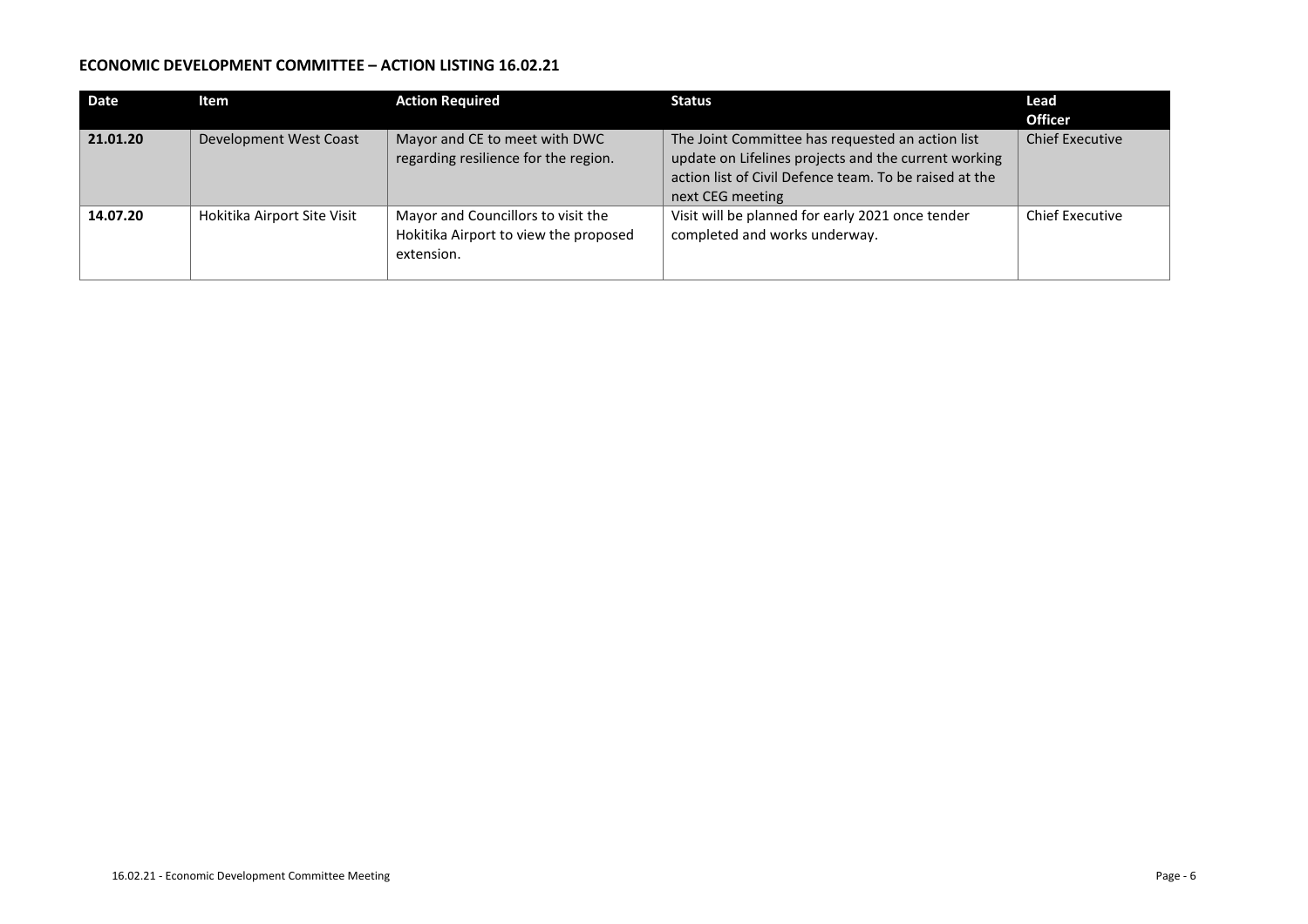## ECONOMIC DEVELOPMENT COMMITTEE – ACTION LISTING 16.02.21

| Date | Item | Action Required | Status | Lead Officer |
|---|---|---|---|---|
| **21.01.20** | Development West Coast | Mayor and CE to meet with DWC regarding resilience for the region. | The Joint Committee has requested an action list update on Lifelines projects and the current working action list of Civil Defence team. To be raised at the next CEG meeting | Chief Executive |
| **14.07.20** | Hokitika Airport Site Visit | Mayor and Councillors to visit the Hokitika Airport to view the proposed extension. | Visit will be planned for early 2021 once tender completed and works underway. | Chief Executive |